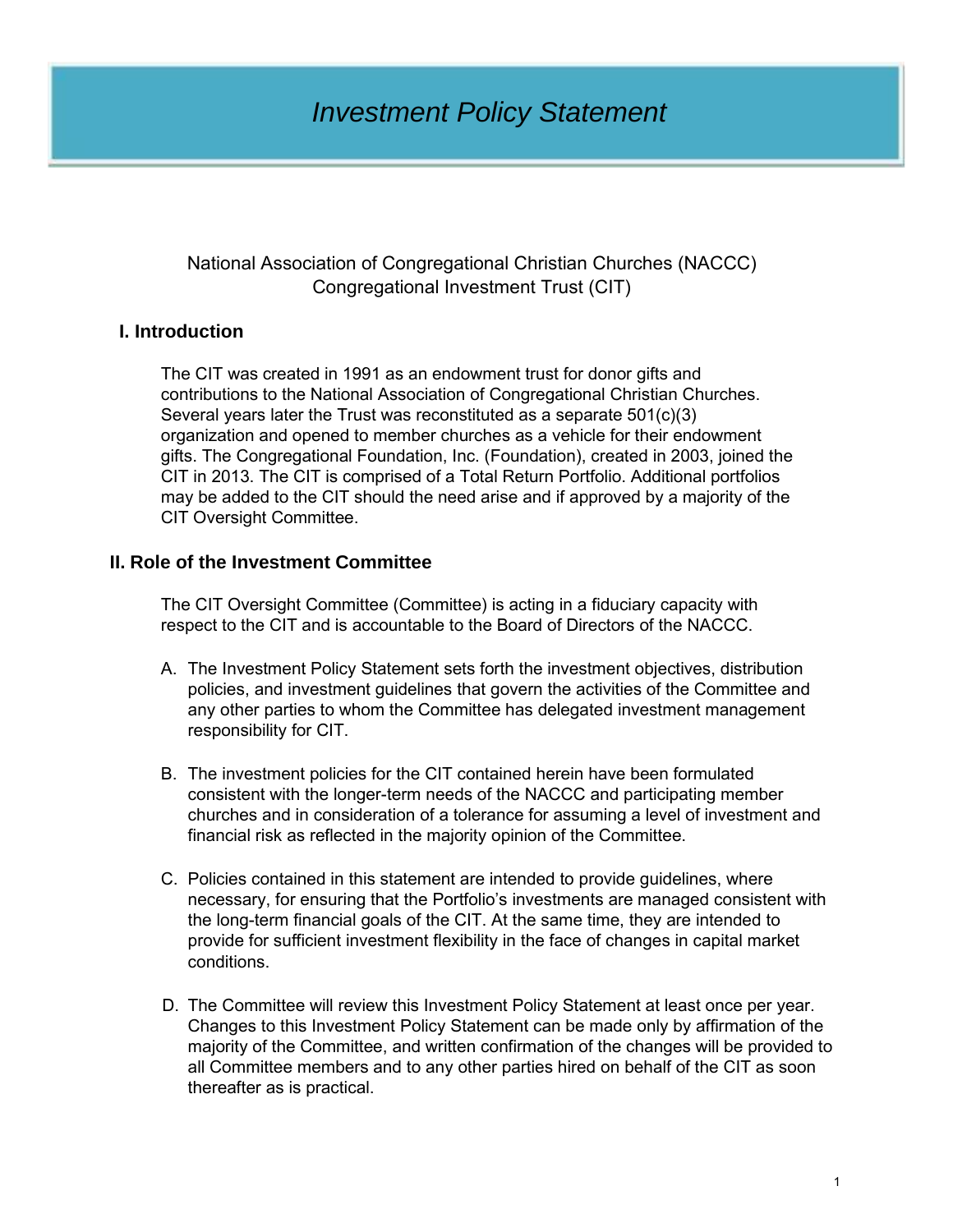# *Investment Policy Statement*

National Association of Congregational Christian Churches (NACCC)
Congregational Investment Trust (CIT)

## I. Introduction

The CIT was created in 1991 as an endowment trust for donor gifts and contributions to the National Association of Congregational Christian Churches. Several years later the Trust was reconstituted as a separate 501(c)(3) organization and opened to member churches as a vehicle for their endowment gifts. The Congregational Foundation, Inc. (Foundation), created in 2003, joined the CIT in 2013. The CIT is comprised of a Total Return Portfolio. Additional portfolios may be added to the CIT should the need arise and if approved by a majority of the CIT Oversight Committee.

## II. Role of the Investment Committee

The CIT Oversight Committee (Committee) is acting in a fiduciary capacity with respect to the CIT and is accountable to the Board of Directors of the NACCC.

A. The Investment Policy Statement sets forth the investment objectives, distribution policies, and investment guidelines that govern the activities of the Committee and any other parties to whom the Committee has delegated investment management responsibility for CIT.

B. The investment policies for the CIT contained herein have been formulated consistent with the longer-term needs of the NACCC and participating member churches and in consideration of a tolerance for assuming a level of investment and financial risk as reflected in the majority opinion of the Committee.

C. Policies contained in this statement are intended to provide guidelines, where necessary, for ensuring that the Portfolio's investments are managed consistent with the long-term financial goals of the CIT. At the same time, they are intended to provide for sufficient investment flexibility in the face of changes in capital market conditions.

D. The Committee will review this Investment Policy Statement at least once per year. Changes to this Investment Policy Statement can be made only by affirmation of the majority of the Committee, and written confirmation of the changes will be provided to all Committee members and to any other parties hired on behalf of the CIT as soon thereafter as is practical.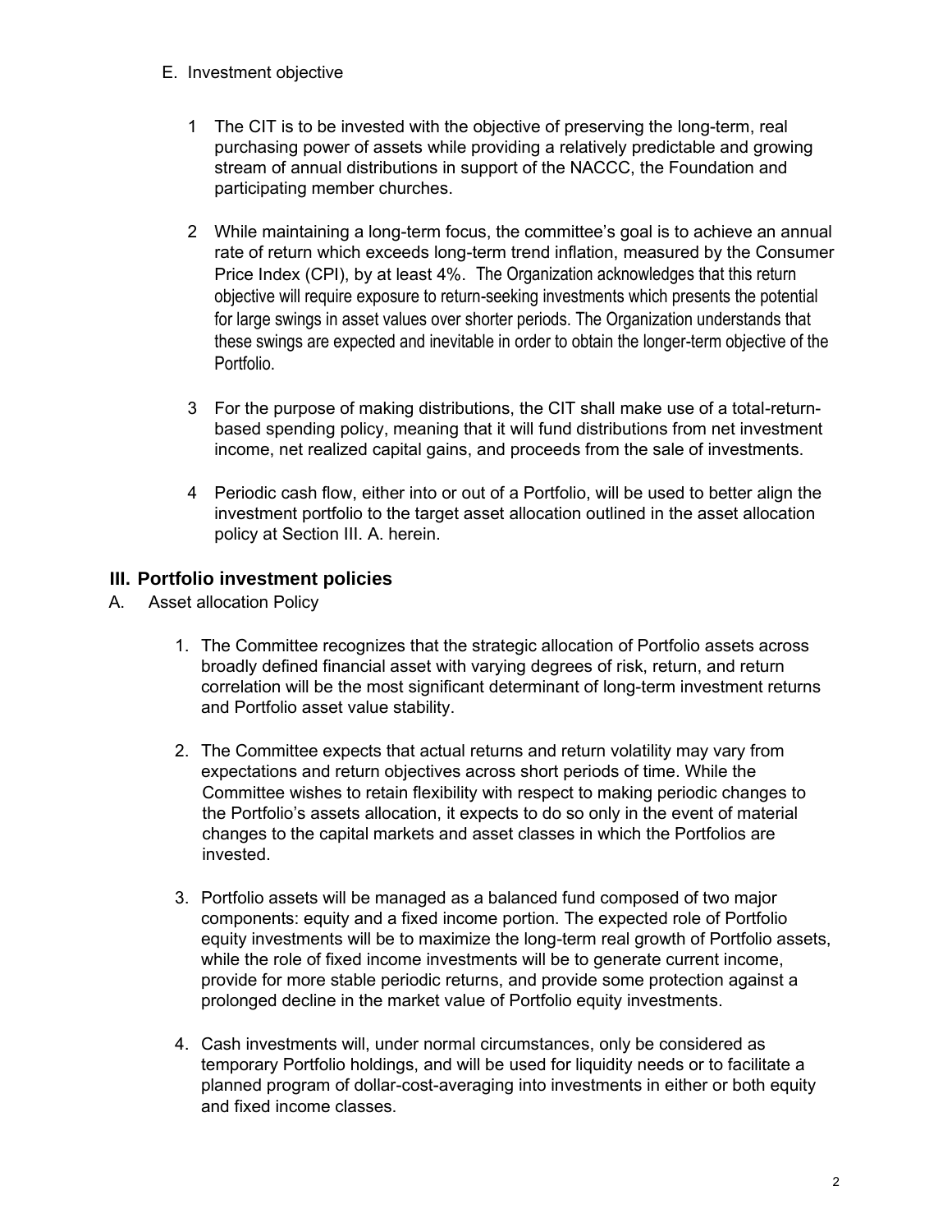E. Investment objective

1 The CIT is to be invested with the objective of preserving the long-term, real purchasing power of assets while providing a relatively predictable and growing stream of annual distributions in support of the NACCC, the Foundation and participating member churches.

2 While maintaining a long-term focus, the committee's goal is to achieve an annual rate of return which exceeds long-term trend inflation, measured by the Consumer Price Index (CPI), by at least 4%. The Organization acknowledges that this return objective will require exposure to return-seeking investments which presents the potential for large swings in asset values over shorter periods. The Organization understands that these swings are expected and inevitable in order to obtain the longer-term objective of the Portfolio.

3 For the purpose of making distributions, the CIT shall make use of a total-return-based spending policy, meaning that it will fund distributions from net investment income, net realized capital gains, and proceeds from the sale of investments.

4 Periodic cash flow, either into or out of a Portfolio, will be used to better align the investment portfolio to the target asset allocation outlined in the asset allocation policy at Section III. A. herein.

## III. Portfolio investment policies

A. Asset allocation Policy

1. The Committee recognizes that the strategic allocation of Portfolio assets across broadly defined financial asset with varying degrees of risk, return, and return correlation will be the most significant determinant of long-term investment returns and Portfolio asset value stability.

2. The Committee expects that actual returns and return volatility may vary from expectations and return objectives across short periods of time. While the Committee wishes to retain flexibility with respect to making periodic changes to the Portfolio's assets allocation, it expects to do so only in the event of material changes to the capital markets and asset classes in which the Portfolios are invested.

3. Portfolio assets will be managed as a balanced fund composed of two major components: equity and a fixed income portion. The expected role of Portfolio equity investments will be to maximize the long-term real growth of Portfolio assets, while the role of fixed income investments will be to generate current income, provide for more stable periodic returns, and provide some protection against a prolonged decline in the market value of Portfolio equity investments.

4. Cash investments will, under normal circumstances, only be considered as temporary Portfolio holdings, and will be used for liquidity needs or to facilitate a planned program of dollar-cost-averaging into investments in either or both equity and fixed income classes.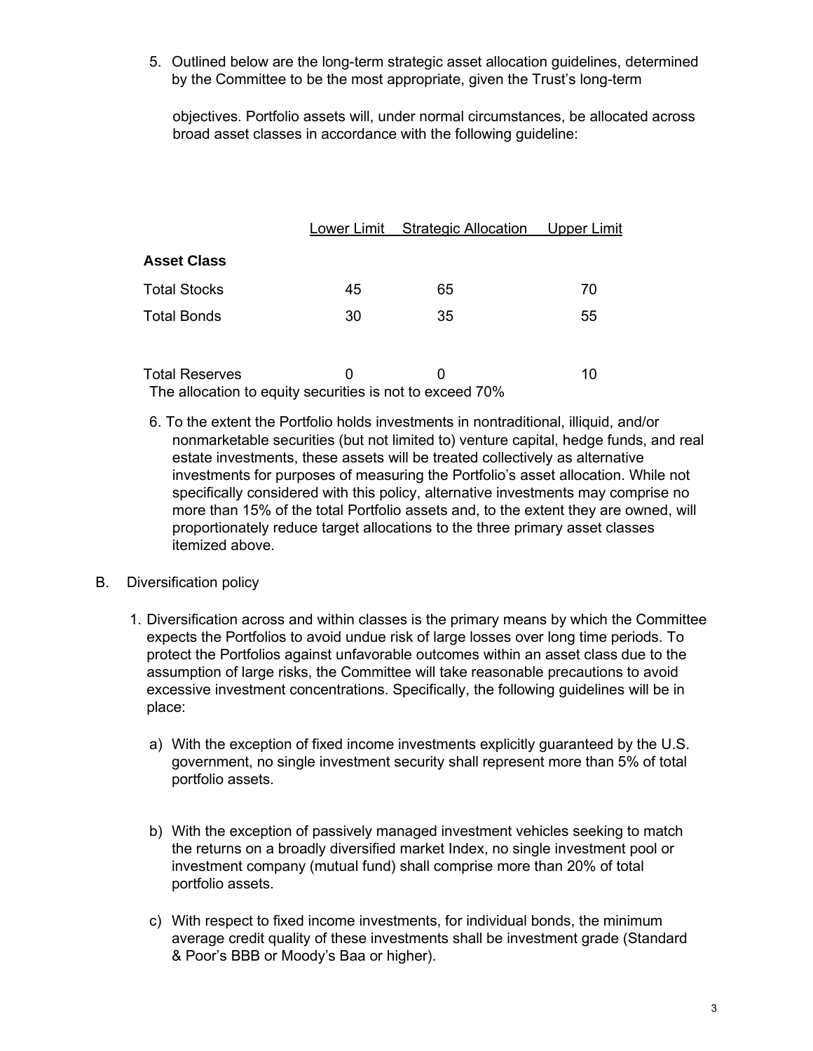5. Outlined below are the long-term strategic asset allocation guidelines, determined by the Committee to be the most appropriate, given the Trust's long-term objectives. Portfolio assets will, under normal circumstances, be allocated across broad asset classes in accordance with the following guideline:

| Asset Class | Lower Limit | Strategic Allocation | Upper Limit |
|---|---|---|---|
| Total Stocks | 45 | 65 | 70 |
| Total Bonds | 30 | 35 | 55 |
| Total Reserves | 0 | 0 | 10 |

The allocation to equity securities is not to exceed 70%

6. To the extent the Portfolio holds investments in nontraditional, illiquid, and/or nonmarketable securities (but not limited to) venture capital, hedge funds, and real estate investments, these assets will be treated collectively as alternative investments for purposes of measuring the Portfolio's asset allocation. While not specifically considered with this policy, alternative investments may comprise no more than 15% of the total Portfolio assets and, to the extent they are owned, will proportionately reduce target allocations to the three primary asset classes itemized above.

B. Diversification policy

1. Diversification across and within classes is the primary means by which the Committee expects the Portfolios to avoid undue risk of large losses over long time periods. To protect the Portfolios against unfavorable outcomes within an asset class due to the assumption of large risks, the Committee will take reasonable precautions to avoid excessive investment concentrations. Specifically, the following guidelines will be in place:

   a) With the exception of fixed income investments explicitly guaranteed by the U.S. government, no single investment security shall represent more than 5% of total portfolio assets.

   b) With the exception of passively managed investment vehicles seeking to match the returns on a broadly diversified market Index, no single investment pool or investment company (mutual fund) shall comprise more than 20% of total portfolio assets.

   c) With respect to fixed income investments, for individual bonds, the minimum average credit quality of these investments shall be investment grade (Standard & Poor's BBB or Moody's Baa or higher).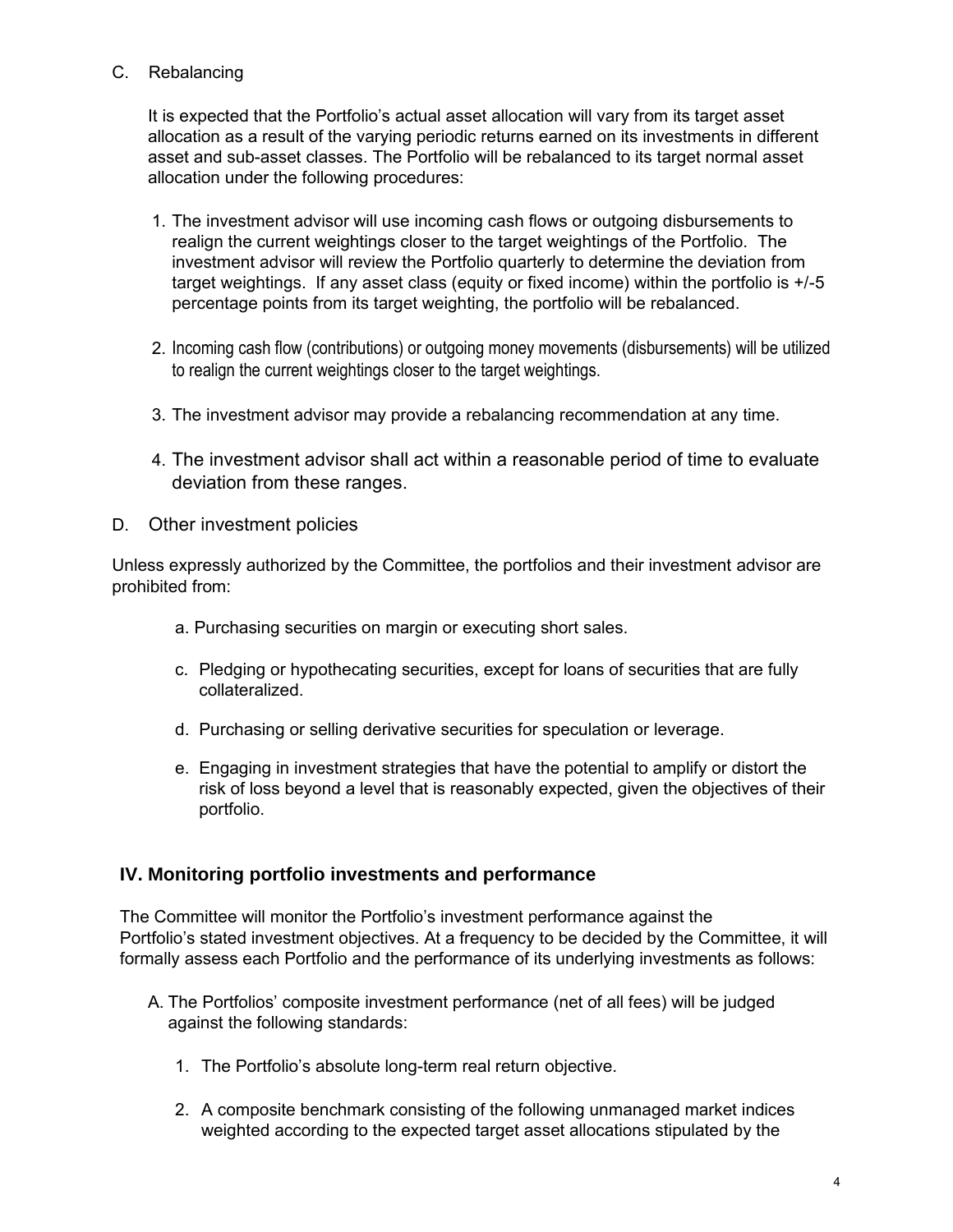C. Rebalancing

It is expected that the Portfolio's actual asset allocation will vary from its target asset allocation as a result of the varying periodic returns earned on its investments in different asset and sub-asset classes. The Portfolio will be rebalanced to its target normal asset allocation under the following procedures:

1. The investment advisor will use incoming cash flows or outgoing disbursements to realign the current weightings closer to the target weightings of the Portfolio. The investment advisor will review the Portfolio quarterly to determine the deviation from target weightings. If any asset class (equity or fixed income) within the portfolio is +/-5 percentage points from its target weighting, the portfolio will be rebalanced.

2. Incoming cash flow (contributions) or outgoing money movements (disbursements) will be utilized to realign the current weightings closer to the target weightings.

3. The investment advisor may provide a rebalancing recommendation at any time.

4. The investment advisor shall act within a reasonable period of time to evaluate deviation from these ranges.

D. Other investment policies

Unless expressly authorized by the Committee, the portfolios and their investment advisor are prohibited from:

a. Purchasing securities on margin or executing short sales.

c. Pledging or hypothecating securities, except for loans of securities that are fully collateralized.

d. Purchasing or selling derivative securities for speculation or leverage.

e. Engaging in investment strategies that have the potential to amplify or distort the risk of loss beyond a level that is reasonably expected, given the objectives of their portfolio.

## IV. Monitoring portfolio investments and performance

The Committee will monitor the Portfolio's investment performance against the Portfolio's stated investment objectives. At a frequency to be decided by the Committee, it will formally assess each Portfolio and the performance of its underlying investments as follows:

A. The Portfolios' composite investment performance (net of all fees) will be judged against the following standards:

1. The Portfolio's absolute long-term real return objective.

2. A composite benchmark consisting of the following unmanaged market indices weighted according to the expected target asset allocations stipulated by the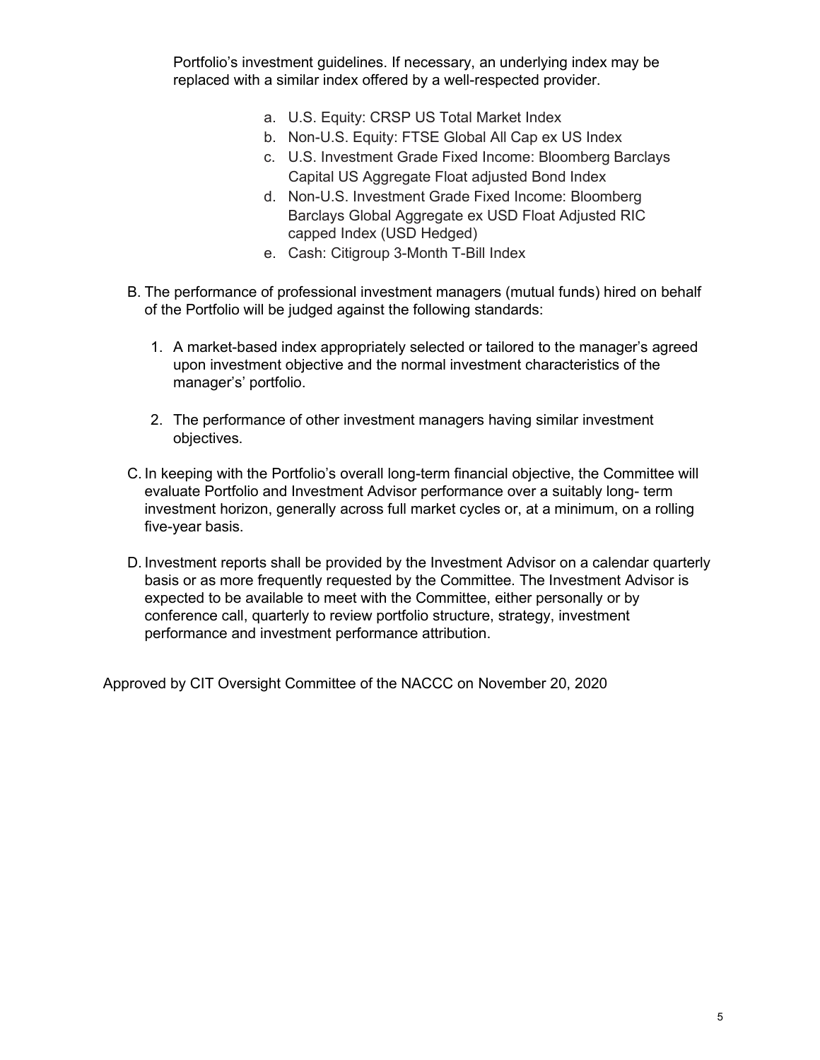Portfolio's investment guidelines. If necessary, an underlying index may be replaced with a similar index offered by a well-respected provider.

a. U.S. Equity: CRSP US Total Market Index
b. Non-U.S. Equity: FTSE Global All Cap ex US Index
c. U.S. Investment Grade Fixed Income: Bloomberg Barclays Capital US Aggregate Float adjusted Bond Index
d. Non-U.S. Investment Grade Fixed Income: Bloomberg Barclays Global Aggregate ex USD Float Adjusted RIC capped Index (USD Hedged)
e. Cash: Citigroup 3-Month T-Bill Index

B. The performance of professional investment managers (mutual funds) hired on behalf of the Portfolio will be judged against the following standards:

1. A market-based index appropriately selected or tailored to the manager's agreed upon investment objective and the normal investment characteristics of the manager's' portfolio.

2. The performance of other investment managers having similar investment objectives.

C. In keeping with the Portfolio's overall long-term financial objective, the Committee will evaluate Portfolio and Investment Advisor performance over a suitably long- term investment horizon, generally across full market cycles or, at a minimum, on a rolling five-year basis.

D. Investment reports shall be provided by the Investment Advisor on a calendar quarterly basis or as more frequently requested by the Committee. The Investment Advisor is expected to be available to meet with the Committee, either personally or by conference call, quarterly to review portfolio structure, strategy, investment performance and investment performance attribution.

Approved by CIT Oversight Committee of the NACCC on November 20, 2020